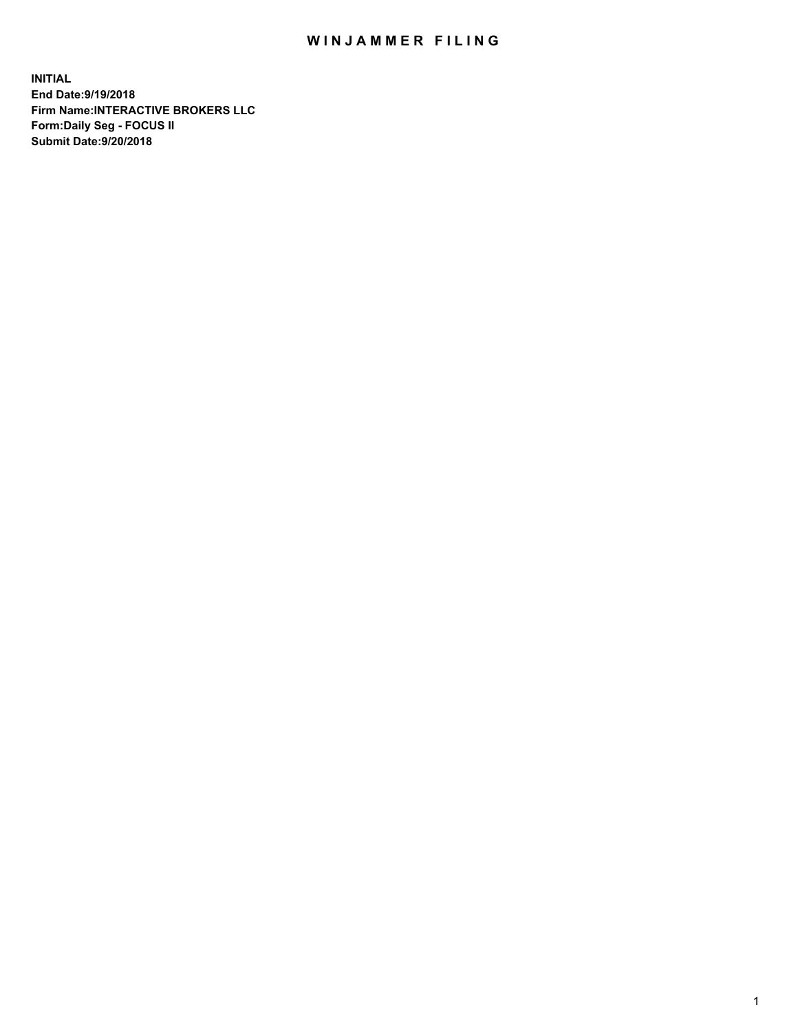# WINJAMMER FILING

**INITIAL**
**End Date:9/19/2018**
**Firm Name:INTERACTIVE BROKERS LLC**
**Form:Daily Seg - FOCUS II**
**Submit Date:9/20/2018**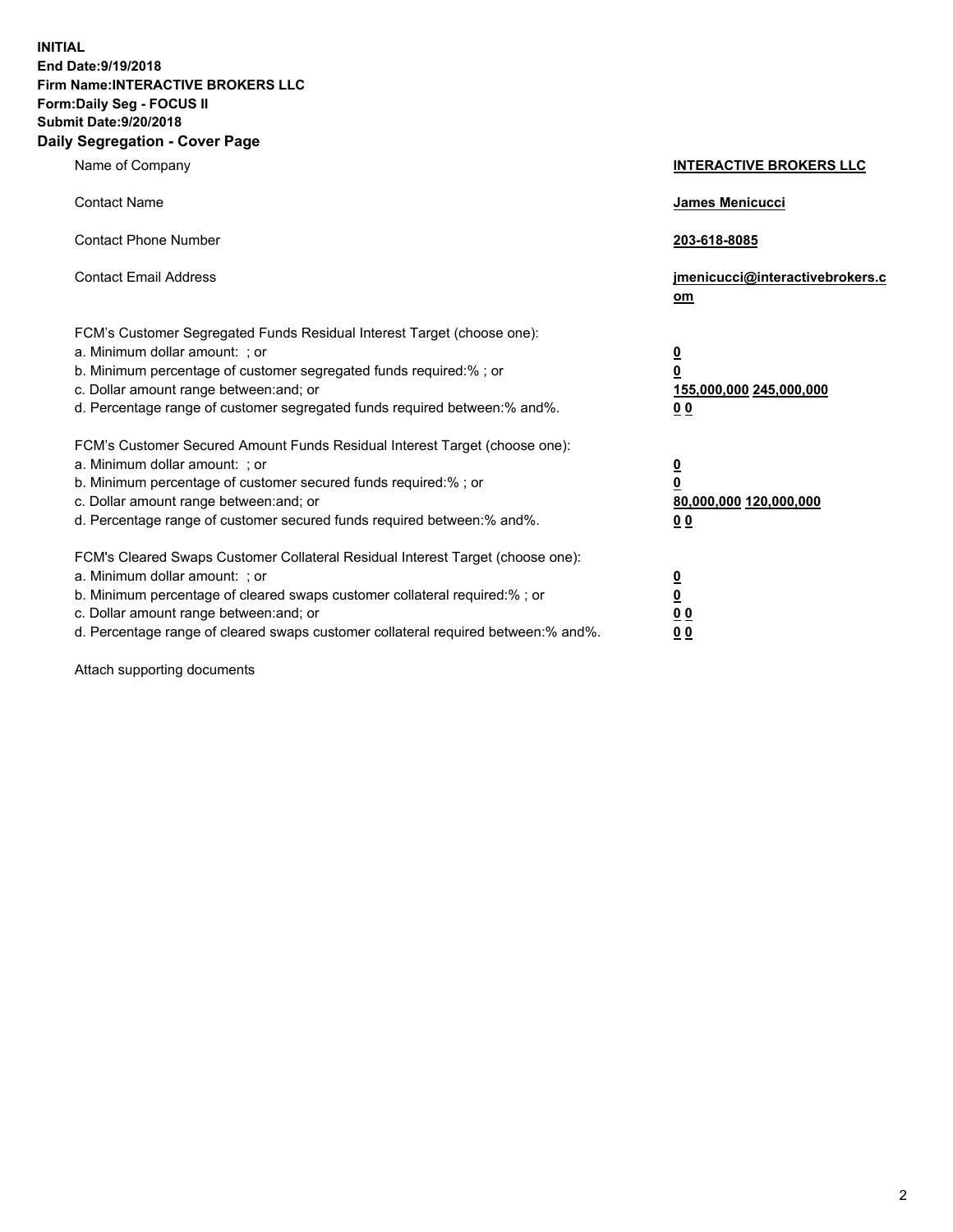**INITIAL**
**End Date:9/19/2018**
**Firm Name:INTERACTIVE BROKERS LLC**
**Form:Daily Seg - FOCUS II**
**Submit Date:9/20/2018**

## Daily Segregation - Cover Page

| | |
|---|---|
| Name of Company | **INTERACTIVE BROKERS LLC** |
| Contact Name | **James Menicucci** |
| Contact Phone Number | **203-618-8085** |
| Contact Email Address | **jmenicucci@interactivebrokers.com** |

FCM's Customer Segregated Funds Residual Interest Target (choose one):

| | |
|---|---|
| a. Minimum dollar amount: ; or | **0** |
| b. Minimum percentage of customer segregated funds required:% ; or | **0** |
| c. Dollar amount range between:and; or | **155,000,000 245,000,000** |
| d. Percentage range of customer segregated funds required between:% and%. | **0 0** |

FCM's Customer Secured Amount Funds Residual Interest Target (choose one):

| | |
|---|---|
| a. Minimum dollar amount: ; or | **0** |
| b. Minimum percentage of customer secured funds required:% ; or | **0** |
| c. Dollar amount range between:and; or | **80,000,000 120,000,000** |
| d. Percentage range of customer secured funds required between:% and%. | **0 0** |

FCM's Cleared Swaps Customer Collateral Residual Interest Target (choose one):

| | |
|---|---|
| a. Minimum dollar amount: ; or | **0** |
| b. Minimum percentage of cleared swaps customer collateral required:% ; or | **0** |
| c. Dollar amount range between:and; or | **0 0** |
| d. Percentage range of cleared swaps customer collateral required between:% and%. | **0 0** |

Attach supporting documents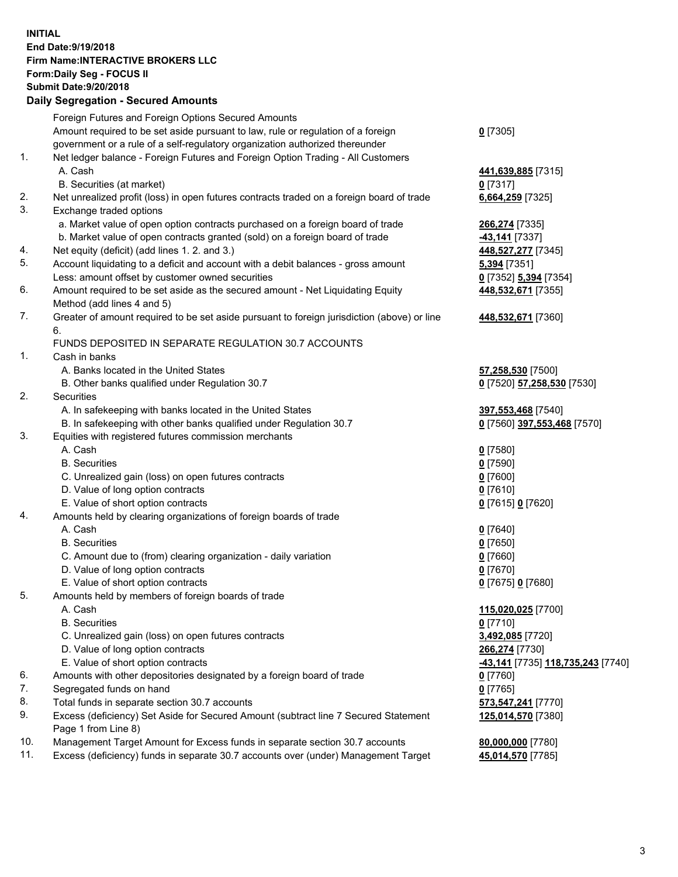**INITIAL**
**End Date:9/19/2018**
**Firm Name:INTERACTIVE BROKERS LLC**
**Form:Daily Seg - FOCUS II**
**Submit Date:9/20/2018**

## Daily Segregation - Secured Amounts

| | | |
|---|---|---|
| | Foreign Futures and Foreign Options Secured Amounts | |
| | Amount required to be set aside pursuant to law, rule or regulation of a foreign government or a rule of a self-regulatory organization authorized thereunder | **0** [7305] |
| 1. | Net ledger balance - Foreign Futures and Foreign Option Trading - All Customers | |
| | A. Cash | **441,639,885** [7315] |
| | B. Securities (at market) | **0** [7317] |
| 2. | Net unrealized profit (loss) in open futures contracts traded on a foreign board of trade | **6,664,259** [7325] |
| 3. | Exchange traded options | |
| | a. Market value of open option contracts purchased on a foreign board of trade | **266,274** [7335] |
| | b. Market value of open contracts granted (sold) on a foreign board of trade | **-43,141** [7337] |
| 4. | Net equity (deficit) (add lines 1. 2. and 3.) | **448,527,277** [7345] |
| 5. | Account liquidating to a deficit and account with a debit balances - gross amount | **5,394** [7351] |
| | Less: amount offset by customer owned securities | **0** [7352] **5,394** [7354] |
| 6. | Amount required to be set aside as the secured amount - Net Liquidating Equity Method (add lines 4 and 5) | **448,532,671** [7355] |
| 7. | Greater of amount required to be set aside pursuant to foreign jurisdiction (above) or line 6. | **448,532,671** [7360] |
| | FUNDS DEPOSITED IN SEPARATE REGULATION 30.7 ACCOUNTS | |
| 1. | Cash in banks | |
| | A. Banks located in the United States | **57,258,530** [7500] |
| | B. Other banks qualified under Regulation 30.7 | **0** [7520] **57,258,530** [7530] |
| 2. | Securities | |
| | A. In safekeeping with banks located in the United States | **397,553,468** [7540] |
| | B. In safekeeping with other banks qualified under Regulation 30.7 | **0** [7560] **397,553,468** [7570] |
| 3. | Equities with registered futures commission merchants | |
| | A. Cash | **0** [7580] |
| | B. Securities | **0** [7590] |
| | C. Unrealized gain (loss) on open futures contracts | **0** [7600] |
| | D. Value of long option contracts | **0** [7610] |
| | E. Value of short option contracts | **0** [7615] **0** [7620] |
| 4. | Amounts held by clearing organizations of foreign boards of trade | |
| | A. Cash | **0** [7640] |
| | B. Securities | **0** [7650] |
| | C. Amount due to (from) clearing organization - daily variation | **0** [7660] |
| | D. Value of long option contracts | **0** [7670] |
| | E. Value of short option contracts | **0** [7675] **0** [7680] |
| 5. | Amounts held by members of foreign boards of trade | |
| | A. Cash | **115,020,025** [7700] |
| | B. Securities | **0** [7710] |
| | C. Unrealized gain (loss) on open futures contracts | **3,492,085** [7720] |
| | D. Value of long option contracts | **266,274** [7730] |
| | E. Value of short option contracts | **-43,141** [7735] **118,735,243** [7740] |
| 6. | Amounts with other depositories designated by a foreign board of trade | **0** [7760] |
| 7. | Segregated funds on hand | **0** [7765] |
| 8. | Total funds in separate section 30.7 accounts | **573,547,241** [7770] |
| 9. | Excess (deficiency) Set Aside for Secured Amount (subtract line 7 Secured Statement Page 1 from Line 8) | **125,014,570** [7380] |
| 10. | Management Target Amount for Excess funds in separate section 30.7 accounts | **80,000,000** [7780] |
| 11. | Excess (deficiency) funds in separate 30.7 accounts over (under) Management Target | **45,014,570** [7785] |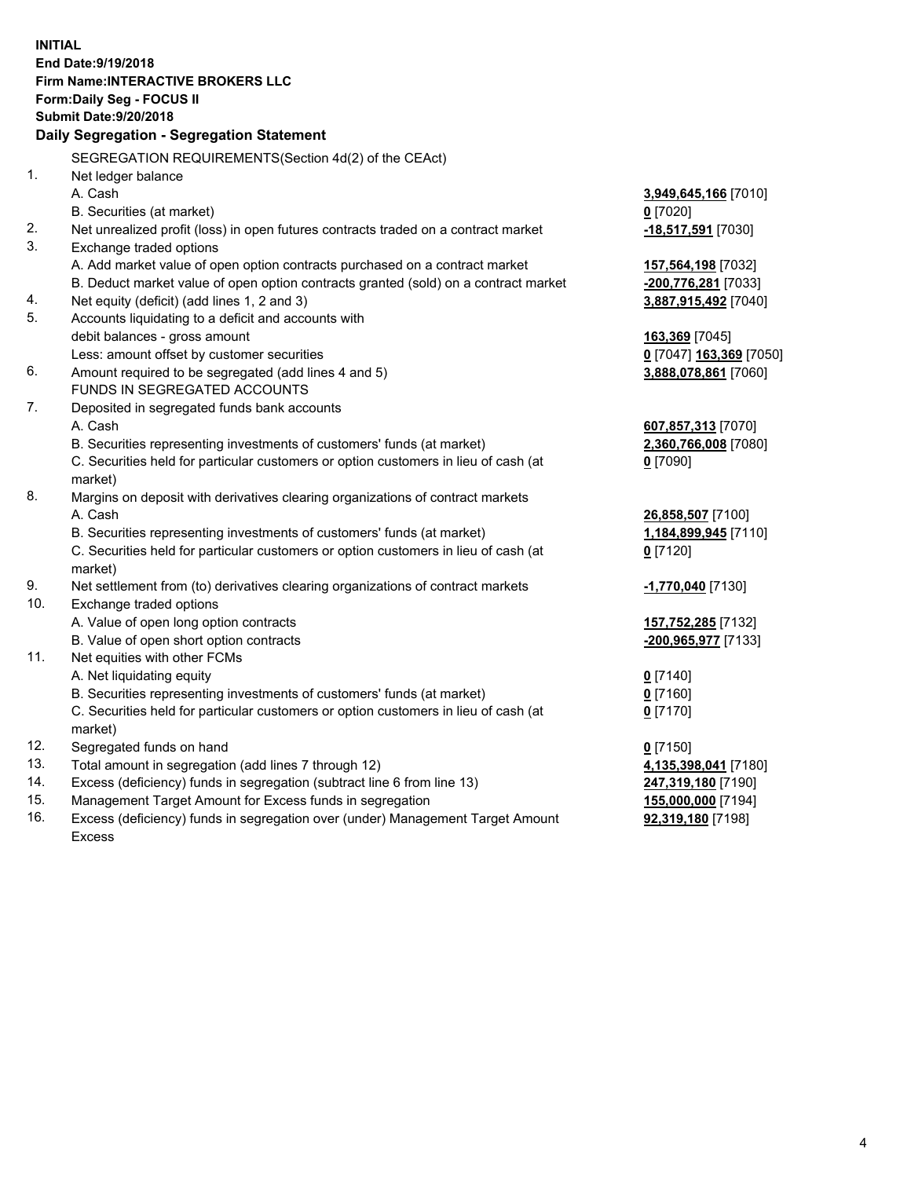**INITIAL**
**End Date:9/19/2018**
**Firm Name:INTERACTIVE BROKERS LLC**
**Form:Daily Seg - FOCUS II**
**Submit Date:9/20/2018**
**Daily Segregation - Segregation Statement**

SEGREGATION REQUIREMENTS(Section 4d(2) of the CEAct)

| | | |
|---|---|---|
| 1. | Net ledger balance | |
| | A. Cash | **3,949,645,166** [7010] |
| | B. Securities (at market) | **0** [7020] |
| 2. | Net unrealized profit (loss) in open futures contracts traded on a contract market | **-18,517,591** [7030] |
| 3. | Exchange traded options | |
| | A. Add market value of open option contracts purchased on a contract market | **157,564,198** [7032] |
| | B. Deduct market value of open option contracts granted (sold) on a contract market | **-200,776,281** [7033] |
| 4. | Net equity (deficit) (add lines 1, 2 and 3) | **3,887,915,492** [7040] |
| 5. | Accounts liquidating to a deficit and accounts with | |
| | debit balances - gross amount | **163,369** [7045] |
| | Less: amount offset by customer securities | **0** [7047] **163,369** [7050] |
| 6. | Amount required to be segregated (add lines 4 and 5) | **3,888,078,861** [7060] |
| | FUNDS IN SEGREGATED ACCOUNTS | |
| 7. | Deposited in segregated funds bank accounts | |
| | A. Cash | **607,857,313** [7070] |
| | B. Securities representing investments of customers' funds (at market) | **2,360,766,008** [7080] |
| | C. Securities held for particular customers or option customers in lieu of cash (at market) | **0** [7090] |
| 8. | Margins on deposit with derivatives clearing organizations of contract markets | |
| | A. Cash | **26,858,507** [7100] |
| | B. Securities representing investments of customers' funds (at market) | **1,184,899,945** [7110] |
| | C. Securities held for particular customers or option customers in lieu of cash (at market) | **0** [7120] |
| 9. | Net settlement from (to) derivatives clearing organizations of contract markets | **-1,770,040** [7130] |
| 10. | Exchange traded options | |
| | A. Value of open long option contracts | **157,752,285** [7132] |
| | B. Value of open short option contracts | **-200,965,977** [7133] |
| 11. | Net equities with other FCMs | |
| | A. Net liquidating equity | **0** [7140] |
| | B. Securities representing investments of customers' funds (at market) | **0** [7160] |
| | C. Securities held for particular customers or option customers in lieu of cash (at market) | **0** [7170] |
| 12. | Segregated funds on hand | **0** [7150] |
| 13. | Total amount in segregation (add lines 7 through 12) | **4,135,398,041** [7180] |
| 14. | Excess (deficiency) funds in segregation (subtract line 6 from line 13) | **247,319,180** [7190] |
| 15. | Management Target Amount for Excess funds in segregation | **155,000,000** [7194] |
| 16. | Excess (deficiency) funds in segregation over (under) Management Target Amount Excess | **92,319,180** [7198] |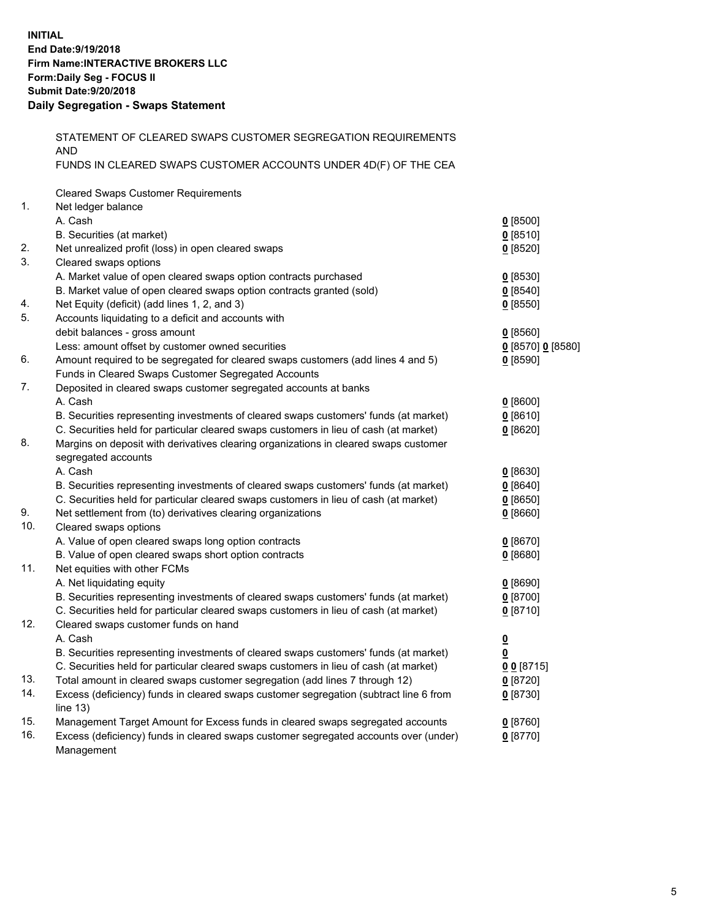**INITIAL**
**End Date:9/19/2018**
**Firm Name:INTERACTIVE BROKERS LLC**
**Form:Daily Seg - FOCUS II**
**Submit Date:9/20/2018**
**Daily Segregation - Swaps Statement**

STATEMENT OF CLEARED SWAPS CUSTOMER SEGREGATION REQUIREMENTS AND FUNDS IN CLEARED SWAPS CUSTOMER ACCOUNTS UNDER 4D(F) OF THE CEA

| | | |
|---|---|---|
| | Cleared Swaps Customer Requirements | |
| 1. | Net ledger balance | |
| | A. Cash | 0 [8500] |
| | B. Securities (at market) | 0 [8510] |
| 2. | Net unrealized profit (loss) in open cleared swaps | 0 [8520] |
| 3. | Cleared swaps options | |
| | A. Market value of open cleared swaps option contracts purchased | 0 [8530] |
| | B. Market value of open cleared swaps option contracts granted (sold) | 0 [8540] |
| 4. | Net Equity (deficit) (add lines 1, 2, and 3) | 0 [8550] |
| 5. | Accounts liquidating to a deficit and accounts with | |
| | debit balances - gross amount | 0 [8560] |
| | Less: amount offset by customer owned securities | 0 [8570] 0 [8580] |
| 6. | Amount required to be segregated for cleared swaps customers (add lines 4 and 5) | 0 [8590] |
| | Funds in Cleared Swaps Customer Segregated Accounts | |
| 7. | Deposited in cleared swaps customer segregated accounts at banks | |
| | A. Cash | 0 [8600] |
| | B. Securities representing investments of cleared swaps customers' funds (at market) | 0 [8610] |
| | C. Securities held for particular cleared swaps customers in lieu of cash (at market) | 0 [8620] |
| 8. | Margins on deposit with derivatives clearing organizations in cleared swaps customer segregated accounts | |
| | A. Cash | 0 [8630] |
| | B. Securities representing investments of cleared swaps customers' funds (at market) | 0 [8640] |
| | C. Securities held for particular cleared swaps customers in lieu of cash (at market) | 0 [8650] |
| 9. | Net settlement from (to) derivatives clearing organizations | 0 [8660] |
| 10. | Cleared swaps options | |
| | A. Value of open cleared swaps long option contracts | 0 [8670] |
| | B. Value of open cleared swaps short option contracts | 0 [8680] |
| 11. | Net equities with other FCMs | |
| | A. Net liquidating equity | 0 [8690] |
| | B. Securities representing investments of cleared swaps customers' funds (at market) | 0 [8700] |
| | C. Securities held for particular cleared swaps customers in lieu of cash (at market) | 0 [8710] |
| 12. | Cleared swaps customer funds on hand | |
| | A. Cash | 0 |
| | B. Securities representing investments of cleared swaps customers' funds (at market) | 0 |
| | C. Securities held for particular cleared swaps customers in lieu of cash (at market) | 0 0 [8715] |
| 13. | Total amount in cleared swaps customer segregation (add lines 7 through 12) | 0 [8720] |
| 14. | Excess (deficiency) funds in cleared swaps customer segregation (subtract line 6 from line 13) | 0 [8730] |
| 15. | Management Target Amount for Excess funds in cleared swaps segregated accounts | 0 [8760] |
| 16. | Excess (deficiency) funds in cleared swaps customer segregated accounts over (under) Management | 0 [8770] |